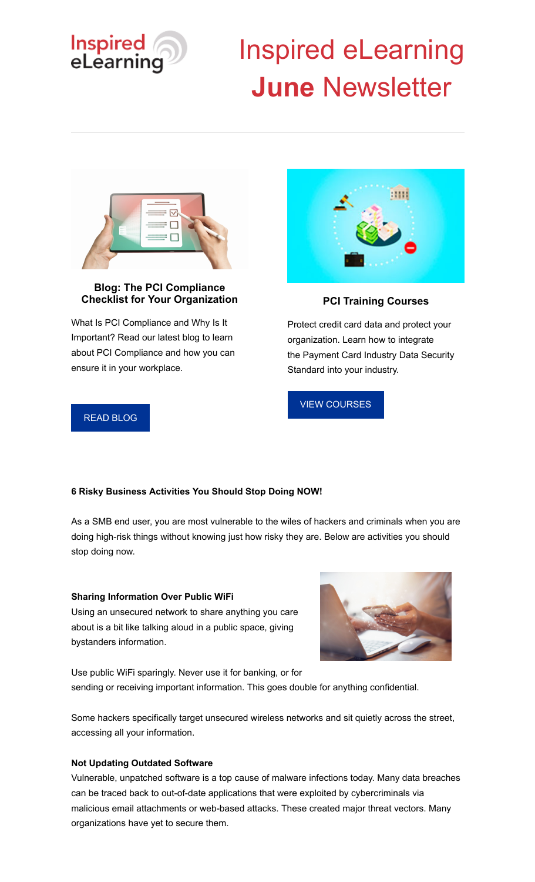# Inspired eLearning **June** Newsletter

### Blog: The PCI Compliance Checklist for Your Organization

What Is PCI Compliance and Why Is It Important? Read our latest blog to learn about PCI Compliance and how you can ensure it in your workplace.

READ BLOG

### PCI Training Courses

Protect credit card data and protect your organization. Learn how to integrate the Payment Card Industry Data Security Standard into your industry.

VIEW COURSES

**6 Risky Business Activities You Should Stop Doing NOW!**

As a SMB end user, you are most vulnerable to the wiles of hackers and criminals when you are doing high-risk things without knowing just how risky they are. Below are activities you should stop doing now.

**Sharing Information Over Public WiFi**

Using an unsecured network to share anything you care about is a bit like talking aloud in a public space, giving bystanders information.

Use public WiFi sparingly. Never use it for banking, or for sending or receiving important information. This goes double for anything confidential.

Some hackers specifically target unsecured wireless networks and sit quietly across the street, accessing all your information.

**Not Updating Outdated Software**

Vulnerable, unpatched software is a top cause of malware infections today. Many data breaches can be traced back to out-of-date applications that were exploited by cybercriminals via malicious email attachments or web-based attacks. These created major threat vectors. Many organizations have yet to secure them.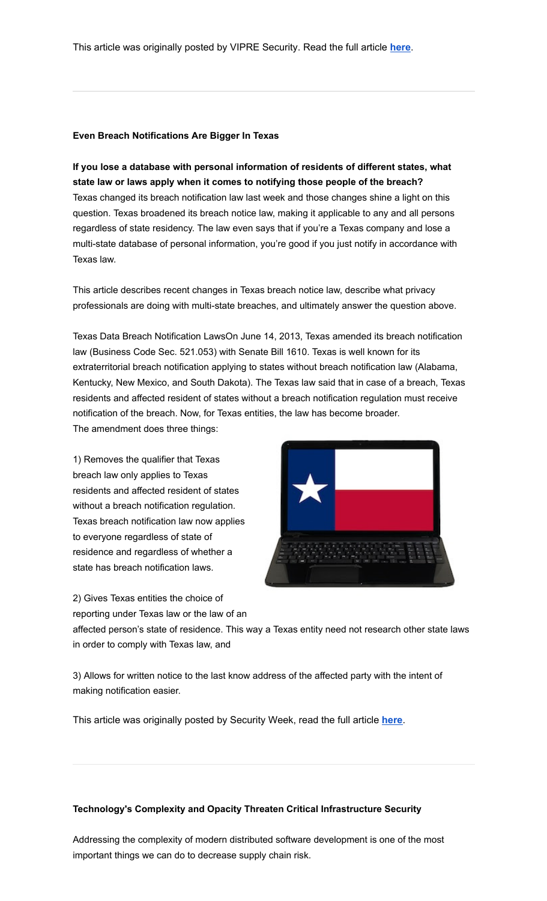This article was originally posted by VIPRE Security. Read the full article **here**.

---

**Even Breach Notifications Are Bigger In Texas**

**If you lose a database with personal information of residents of different states, what state law or laws apply when it comes to notifying those people of the breach?** Texas changed its breach notification law last week and those changes shine a light on this question. Texas broadened its breach notice law, making it applicable to any and all persons regardless of state residency. The law even says that if you're a Texas company and lose a multi-state database of personal information, you're good if you just notify in accordance with Texas law.

This article describes recent changes in Texas breach notice law, describe what privacy professionals are doing with multi-state breaches, and ultimately answer the question above.

Texas Data Breach Notification LawsOn June 14, 2013, Texas amended its breach notification law (Business Code Sec. 521.053) with Senate Bill 1610. Texas is well known for its extraterritorial breach notification applying to states without breach notification law (Alabama, Kentucky, New Mexico, and South Dakota). The Texas law said that in case of a breach, Texas residents and affected resident of states without a breach notification regulation must receive notification of the breach. Now, for Texas entities, the law has become broader.
The amendment does three things:

1) Removes the qualifier that Texas breach law only applies to Texas residents and affected resident of states without a breach notification regulation. Texas breach notification law now applies to everyone regardless of state of residence and regardless of whether a state has breach notification laws.

2) Gives Texas entities the choice of reporting under Texas law or the law of an affected person's state of residence. This way a Texas entity need not research other state laws in order to comply with Texas law, and

3) Allows for written notice to the last know address of the affected party with the intent of making notification easier.

This article was originally posted by Security Week, read the full article **here**.

---

**Technology's Complexity and Opacity Threaten Critical Infrastructure Security**

Addressing the complexity of modern distributed software development is one of the most important things we can do to decrease supply chain risk.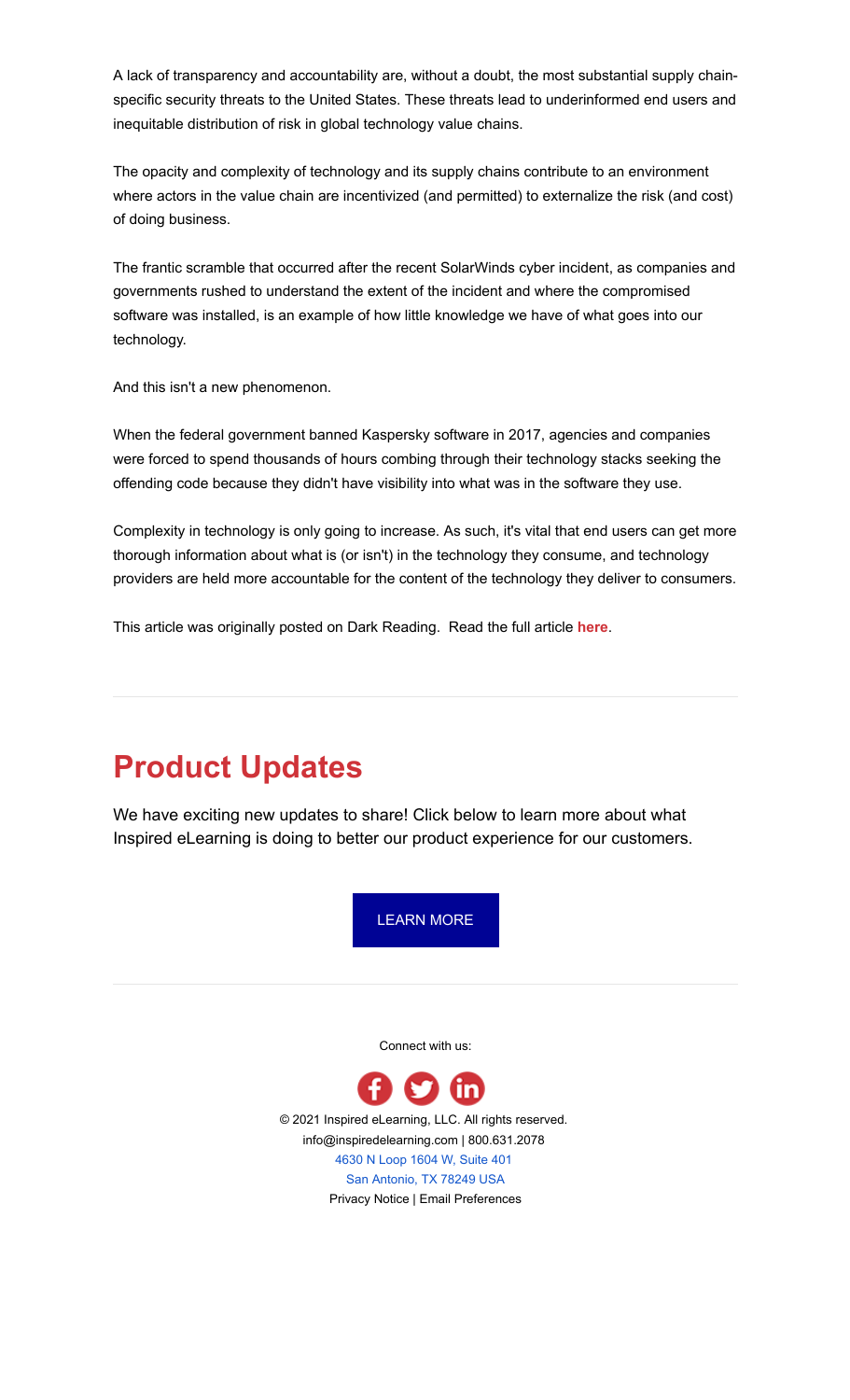A lack of transparency and accountability are, without a doubt, the most substantial supply chain-specific security threats to the United States. These threats lead to underinformed end users and inequitable distribution of risk in global technology value chains.

The opacity and complexity of technology and its supply chains contribute to an environment where actors in the value chain are incentivized (and permitted) to externalize the risk (and cost) of doing business.

The frantic scramble that occurred after the recent SolarWinds cyber incident, as companies and governments rushed to understand the extent of the incident and where the compromised software was installed, is an example of how little knowledge we have of what goes into our technology.

And this isn't a new phenomenon.

When the federal government banned Kaspersky software in 2017, agencies and companies were forced to spend thousands of hours combing through their technology stacks seeking the offending code because they didn't have visibility into what was in the software they use.

Complexity in technology is only going to increase. As such, it's vital that end users can get more thorough information about what is (or isn't) in the technology they consume, and technology providers are held more accountable for the content of the technology they deliver to consumers.

This article was originally posted on Dark Reading. Read the full article **here**.

---

## Product Updates

We have exciting new updates to share! Click below to learn more about what Inspired eLearning is doing to better our product experience for our customers.

LEARN MORE

---

Connect with us:

© 2021 Inspired eLearning, LLC. All rights reserved.
info@inspiredelearning.com | 800.631.2078
4630 N Loop 1604 W, Suite 401
San Antonio, TX 78249 USA
Privacy Notice | Email Preferences